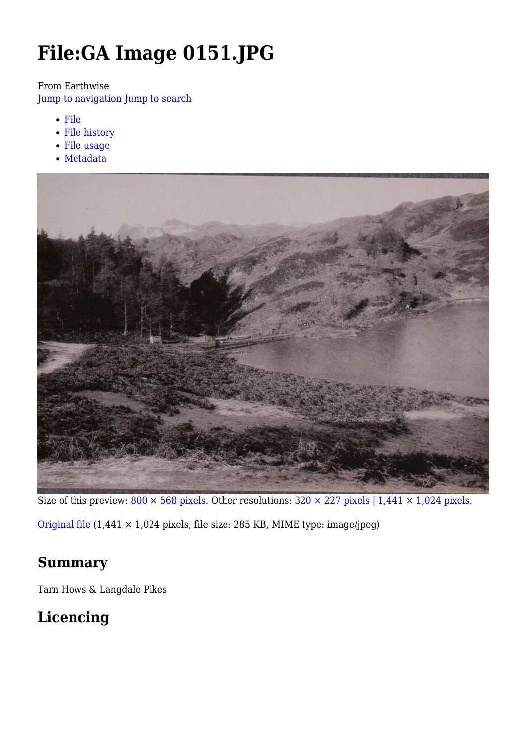# File:GA Image 0151.JPG

From Earthwise
Jump to navigation Jump to search

- File
- File history
- File usage
- Metadata

Size of this preview: 800 × 568 pixels. Other resolutions: 320 × 227 pixels | 1,441 × 1,024 pixels.

Original file (1,441 × 1,024 pixels, file size: 285 KB, MIME type: image/jpeg)

## Summary

Tarn Hows & Langdale Pikes

## Licencing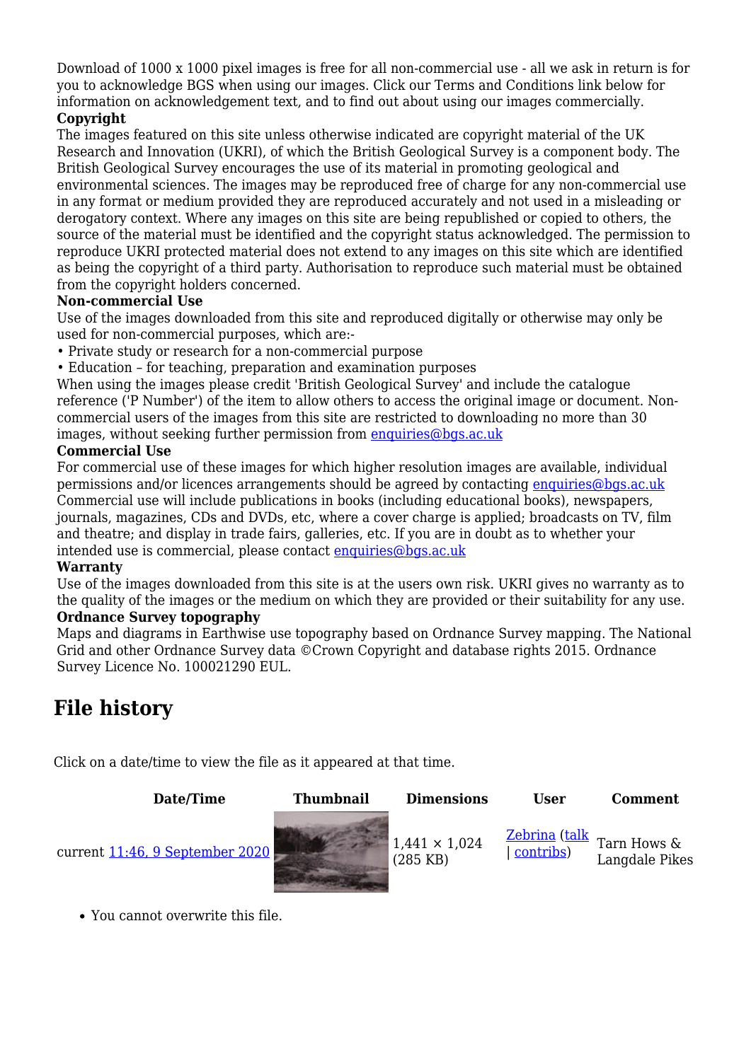Download of 1000 x 1000 pixel images is free for all non-commercial use - all we ask in return is for you to acknowledge BGS when using our images. Click our Terms and Conditions link below for information on acknowledgement text, and to find out about using our images commercially.

**Copyright**

The images featured on this site unless otherwise indicated are copyright material of the UK Research and Innovation (UKRI), of which the British Geological Survey is a component body. The British Geological Survey encourages the use of its material in promoting geological and environmental sciences. The images may be reproduced free of charge for any non-commercial use in any format or medium provided they are reproduced accurately and not used in a misleading or derogatory context. Where any images on this site are being republished or copied to others, the source of the material must be identified and the copyright status acknowledged. The permission to reproduce UKRI protected material does not extend to any images on this site which are identified as being the copyright of a third party. Authorisation to reproduce such material must be obtained from the copyright holders concerned.

**Non-commercial Use**

Use of the images downloaded from this site and reproduced digitally or otherwise may only be used for non-commercial purposes, which are:-

- Private study or research for a non-commercial purpose
- Education – for teaching, preparation and examination purposes

When using the images please credit 'British Geological Survey' and include the catalogue reference ('P Number') of the item to allow others to access the original image or document. Non-commercial users of the images from this site are restricted to downloading no more than 30 images, without seeking further permission from enquiries@bgs.ac.uk

**Commercial Use**

For commercial use of these images for which higher resolution images are available, individual permissions and/or licences arrangements should be agreed by contacting enquiries@bgs.ac.uk Commercial use will include publications in books (including educational books), newspapers, journals, magazines, CDs and DVDs, etc, where a cover charge is applied; broadcasts on TV, film and theatre; and display in trade fairs, galleries, etc. If you are in doubt as to whether your intended use is commercial, please contact enquiries@bgs.ac.uk

**Warranty**

Use of the images downloaded from this site is at the users own risk. UKRI gives no warranty as to the quality of the images or the medium on which they are provided or their suitability for any use.

**Ordnance Survey topography**

Maps and diagrams in Earthwise use topography based on Ordnance Survey mapping. The National Grid and other Ordnance Survey data ©Crown Copyright and database rights 2015. Ordnance Survey Licence No. 100021290 EUL.

## File history

Click on a date/time to view the file as it appeared at that time.

| | Date/Time | Thumbnail | Dimensions | User | Comment |
|---|---|---|---|---|---|
| current | 11:46, 9 September 2020 | | 1,441 × 1,024 (285 KB) | Zebrina (talk \| contribs) | Tarn Hows & Langdale Pikes |

- You cannot overwrite this file.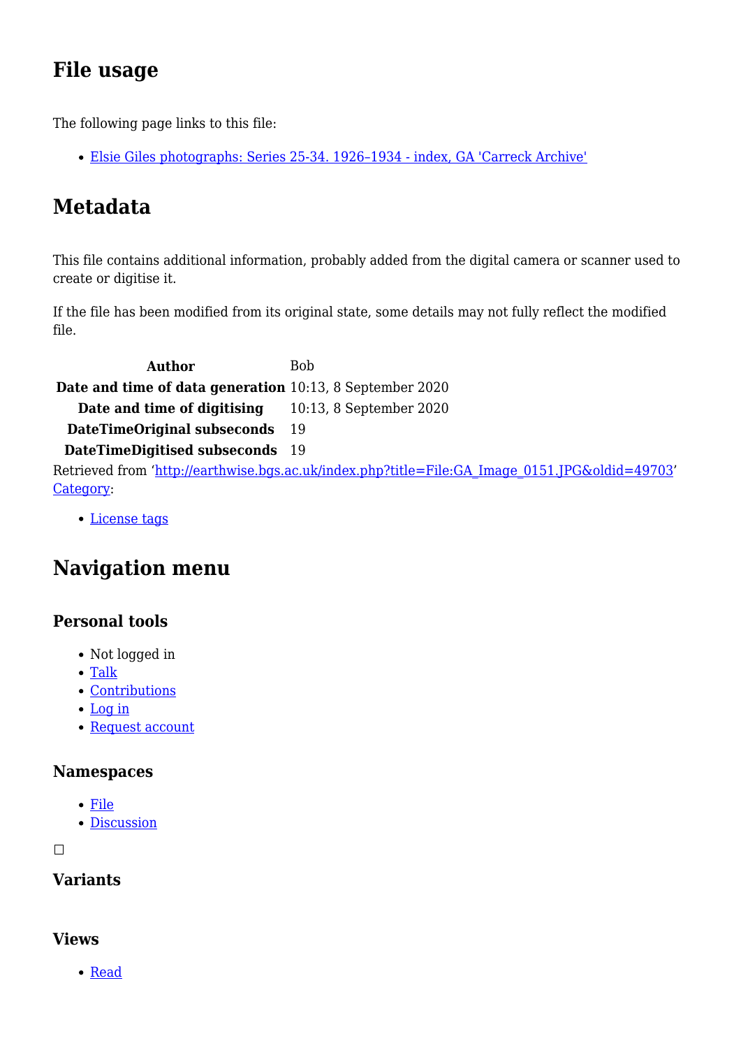## File usage

The following page links to this file:

- Elsie Giles photographs: Series 25-34. 1926–1934 - index, GA 'Carreck Archive'

## Metadata

This file contains additional information, probably added from the digital camera or scanner used to create or digitise it.

If the file has been modified from its original state, some details may not fully reflect the modified file.

| | |
|---|---|
| **Author** | Bob |
| **Date and time of data generation** | 10:13, 8 September 2020 |
| **Date and time of digitising** | 10:13, 8 September 2020 |
| **DateTimeOriginal subseconds** | 19 |
| **DateTimeDigitised subseconds** | 19 |

Retrieved from 'http://earthwise.bgs.ac.uk/index.php?title=File:GA_Image_0151.JPG&oldid=49703'
Category:

- License tags

## Navigation menu

### Personal tools

- Not logged in
- Talk
- Contributions
- Log in
- Request account

### Namespaces

- File
- Discussion

### Variants

### Views

- Read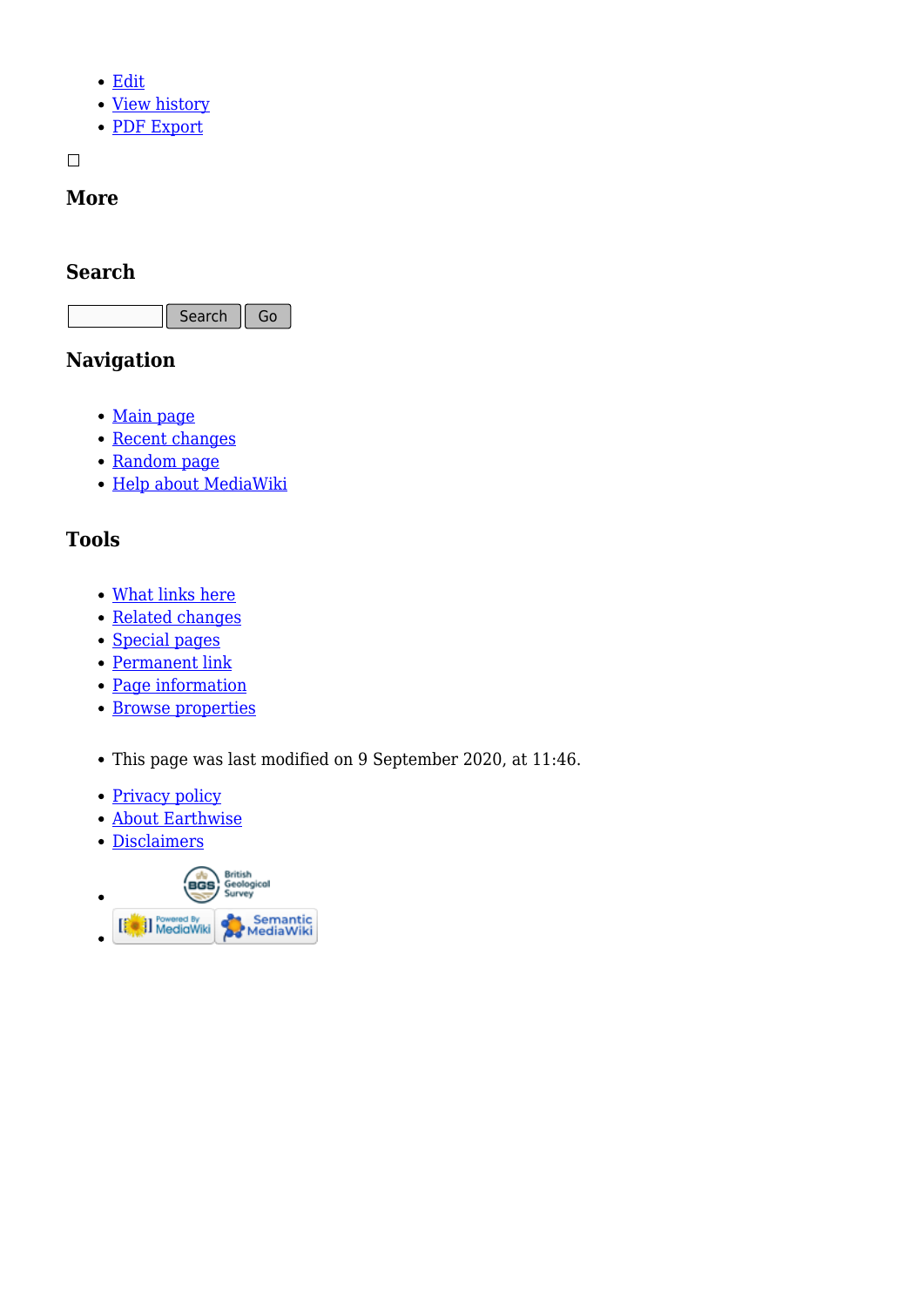- Edit
- View history
- PDF Export

## More

## Search

Search Go

## Navigation

- Main page
- Recent changes
- Random page
- Help about MediaWiki

## Tools

- What links here
- Related changes
- Special pages
- Permanent link
- Page information
- Browse properties

- This page was last modified on 9 September 2020, at 11:46.

- Privacy policy
- About Earthwise
- Disclaimers